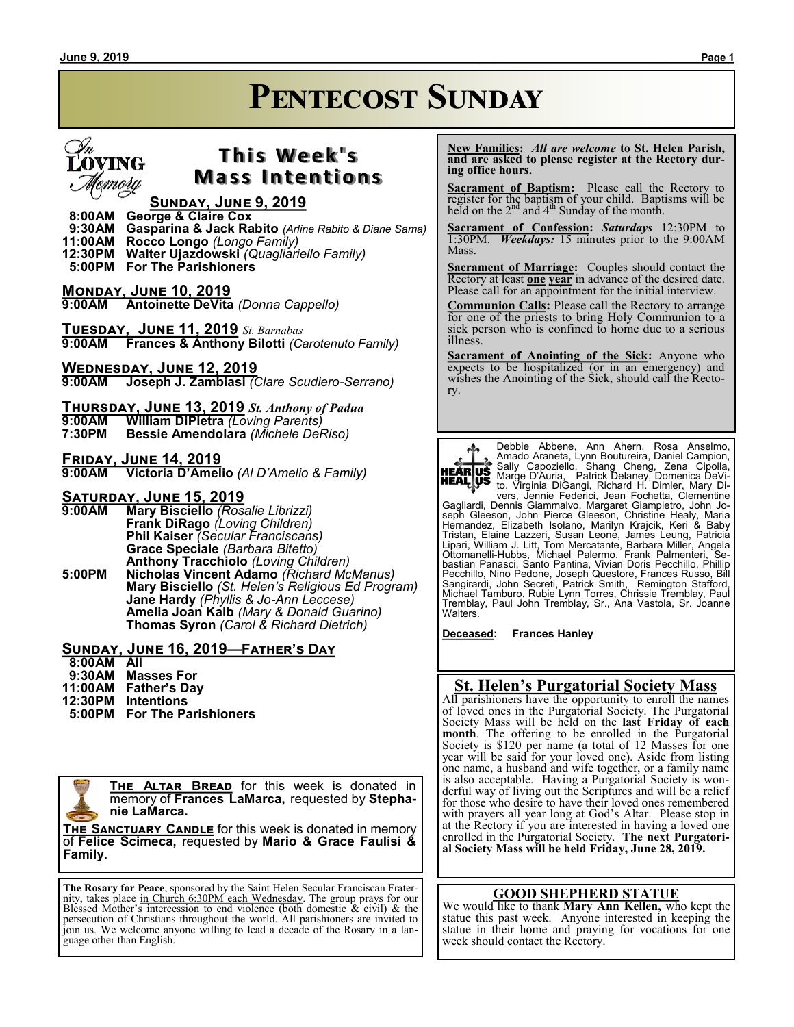# Pentecost Sunday

## This Week's Mass Intentions

*In Loving Memory*

### Sunday, June 9, 2019

**8:00AM George & Claire Cox**
**9:30AM Gasparina & Jack Rabito** *(Arline Rabito & Diane Sama)*
**11:00AM Rocco Longo** *(Longo Family)*
**12:30PM Walter Ujazdowski** *(Quagliariello Family)*
**5:00PM For The Parishioners**

### Monday, June 10, 2019

**9:00AM Antoinette DeVita** *(Donna Cappello)*

### Tuesday, June 11, 2019 *St. Barnabas*

**9:00AM Frances & Anthony Bilotti** *(Carotenuto Family)*

### Wednesday, June 12, 2019

**9:00AM Joseph J. Zambiasi** *(Clare Scudiero-Serrano)*

### Thursday, June 13, 2019 *St. Anthony of Padua*

**9:00AM William DiPietra** *(Loving Parents)*
**7:30PM Bessie Amendolara** *(Michele DeRiso)*

### Friday, June 14, 2019

**9:00AM Victoria D'Amelio** *(Al D'Amelio & Family)*

### Saturday, June 15, 2019

**9:00AM Mary Bisciello** *(Rosalie Librizzi)*
**Frank DiRago** *(Loving Children)*
**Phil Kaiser** *(Secular Franciscans)*
**Grace Speciale** *(Barbara Bitetto)*
**Anthony Tracchiolo** *(Loving Children)*

**5:00PM Nicholas Vincent Adamo** *(Richard McManus)*
**Mary Bisciello** *(St. Helen's Religious Ed Program)*
**Jane Hardy** *(Phyllis & Jo-Ann Leccese)*
**Amelia Joan Kalb** *(Mary & Donald Guarino)*
**Thomas Syron** *(Carol & Richard Dietrich)*

### Sunday, June 16, 2019—Father's Day

**8:00AM All**
**9:30AM Masses For**
**11:00AM Father's Day**
**12:30PM Intentions**
**5:00PM For The Parishioners**

**The Altar Bread** for this week is donated in memory of **Frances LaMarca,** requested by **Stephanie LaMarca.**

**The Sanctuary Candle** for this week is donated in memory of **Felice Scimeca,** requested by **Mario & Grace Faulisi & Family.**

**The Rosary for Peace**, sponsored by the Saint Helen Secular Franciscan Fraternity, takes place in Church 6:30PM each Wednesday. The group prays for our Blessed Mother's intercession to end violence (both domestic & civil) & the persecution of Christians throughout the world. All parishioners are invited to join us. We welcome anyone willing to lead a decade of the Rosary in a language other than English.

**New Families:** *All are welcome* **to St. Helen Parish, and are asked to please register at the Rectory during office hours.**

**Sacrament of Baptism:** Please call the Rectory to register for the baptism of your child. Baptisms will be held on the 2nd and 4th Sunday of the month.

**Sacrament of Confession:** ***Saturdays*** 12:30PM to 1:30PM. ***Weekdays:*** 15 minutes prior to the 9:00AM Mass.

**Sacrament of Marriage:** Couples should contact the Rectory at least **one year** in advance of the desired date. Please call for an appointment for the initial interview.

**Communion Calls:** Please call the Rectory to arrange for one of the priests to bring Holy Communion to a sick person who is confined to home due to a serious illness.

**Sacrament of Anointing of the Sick:** Anyone who expects to be hospitalized (or in an emergency) and wishes the Anointing of the Sick, should call the Rectory.

**Hear Us Heal Us**

Debbie Abbene, Ann Ahern, Rosa Anselmo, Amado Araneta, Lynn Boutureira, Daniel Campion, Sally Capoziello, Shang Cheng, Zena Cipolla, Marge D'Auria, Patrick Delaney, Domenica DeVito, Virginia DiGangi, Richard H. Dimler, Mary Divers, Jennie Federici, Jean Fochetta, Clementine Gagliardi, Dennis Giammalvo, Margaret Giampietro, John Joseph Gleeson, John Pierce Gleeson, Christine Healy, Maria Hernandez, Elizabeth Isolano, Marilyn Krajcik, Keri & Baby Tristan, Elaine Lazzeri, Susan Leone, James Leung, Patricia Lipari, William J. Litt, Tom Mercatante, Barbara Miller, Angela Ottomanelli-Hubbs, Michael Palermo, Frank Palmenteri, Sebastian Panasci, Santo Pantina, Vivian Doris Pecchillo, Phillip Pecchillo, Nino Pedone, Joseph Questore, Frances Russo, Bill Sangirardi, John Secreti, Patrick Smith, Remington Stafford, Michael Tamburo, Rubie Lynn Torres, Chrissie Tremblay, Paul Tremblay, Paul John Tremblay, Sr., Ana Vastola, Sr. Joanne Walters.

**Deceased: Frances Hanley**

## St. Helen's Purgatorial Society Mass

All parishioners have the opportunity to enroll the names of loved ones in the Purgatorial Society. The Purgatorial Society Mass will be held on the **last Friday of each month**. The offering to be enrolled in the Purgatorial Society is $120 per name (a total of 12 Masses for one year will be said for your loved one). Aside from listing one name, a husband and wife together, or a family name is also acceptable. Having a Purgatorial Society is wonderful way of living out the Scriptures and will be a relief for those who desire to have their loved ones remembered with prayers all year long at God's Altar. Please stop in at the Rectory if you are interested in having a loved one enrolled in the Purgatorial Society. **The next Purgatorial Society Mass will be held Friday, June 28, 2019.**

## GOOD SHEPHERD STATUE

We would like to thank **Mary Ann Kellen,** who kept the statue this past week. Anyone interested in keeping the statue in their home and praying for vocations for one week should contact the Rectory.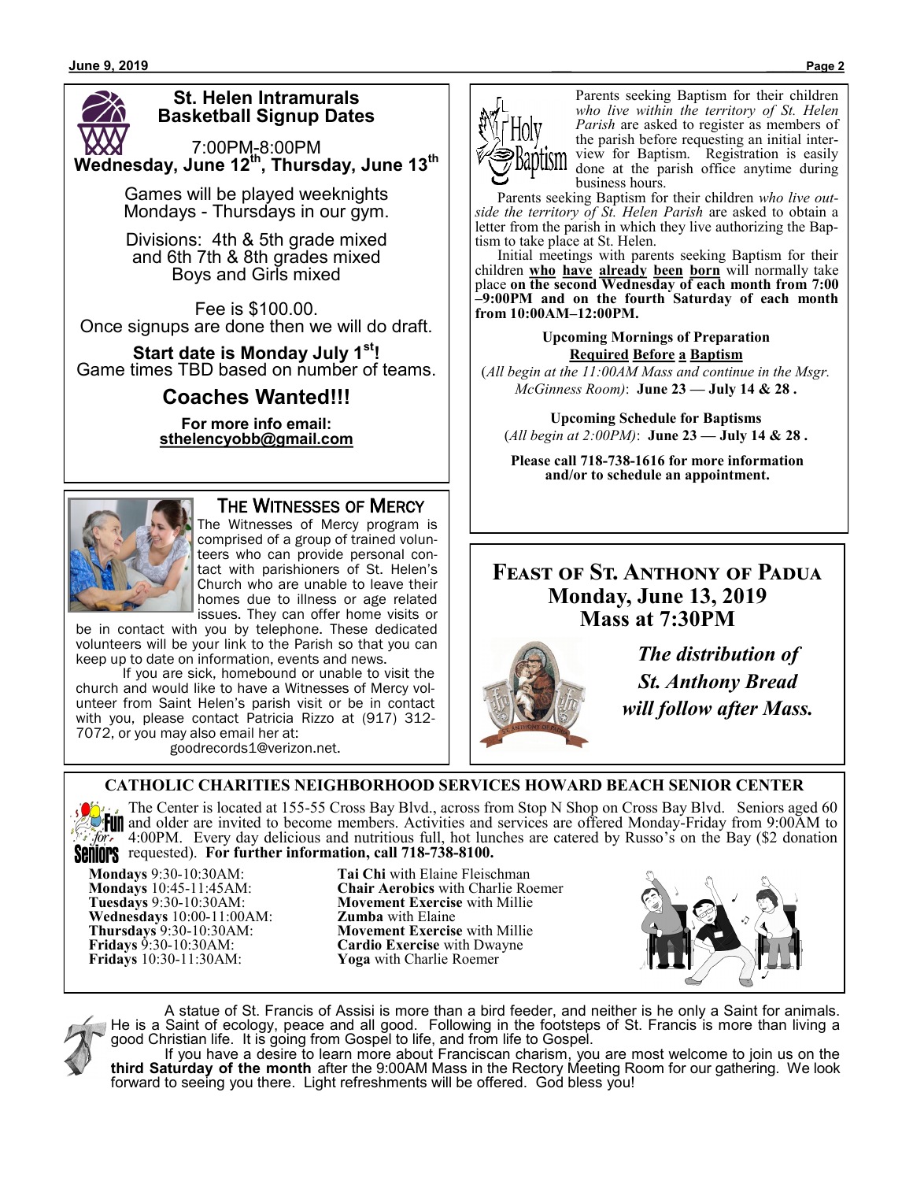## St. Helen Intramurals Basketball Signup Dates

7:00PM-8:00PM
**Wednesday, June 12th, Thursday, June 13th**

Games will be played weeknights Mondays - Thursdays in our gym.

Divisions: 4th & 5th grade mixed and 6th 7th & 8th grades mixed Boys and Girls mixed

Fee is $100.00.
Once signups are done then we will do draft.

**Start date is Monday July 1st!**
Game times TBD based on number of teams.

## Coaches Wanted!!!

**For more info email:**
**sthelencyobb@gmail.com**

## The Witnesses of Mercy

The Witnesses of Mercy program is comprised of a group of trained volunteers who can provide personal contact with parishioners of St. Helen's Church who are unable to leave their homes due to illness or age related issues. They can offer home visits or be in contact with you by telephone. These dedicated volunteers will be your link to the Parish so that you can keep up to date on information, events and news.

If you are sick, homebound or unable to visit the church and would like to have a Witnesses of Mercy volunteer from Saint Helen's parish visit or be in contact with you, please contact Patricia Rizzo at (917) 312-7072, or you may also email her at: goodrecords1@verizon.net.

## Holy Baptism

Parents seeking Baptism for their children *who live within the territory of St. Helen Parish* are asked to register as members of the parish before requesting an initial interview for Baptism. Registration is easily done at the parish office anytime during business hours.

Parents seeking Baptism for their children *who live outside the territory of St. Helen Parish* are asked to obtain a letter from the parish in which they live authorizing the Baptism to take place at St. Helen.

Initial meetings with parents seeking Baptism for their children **who have already been born** will normally take place **on the second Wednesday of each month from 7:00–9:00PM and on the fourth Saturday of each month from 10:00AM–12:00PM.**

**Upcoming Mornings of Preparation**
**Required Before a Baptism**
(*All begin at the 11:00AM Mass and continue in the Msgr. McGinness Room)*: **June 23 — July 14 & 28 .**

**Upcoming Schedule for Baptisms**
(*All begin at 2:00PM)*: **June 23 — July 14 & 28 .**

**Please call 718-738-1616 for more information and/or to schedule an appointment.**

## Feast of St. Anthony of Padua
## Monday, June 13, 2019
## Mass at 7:30PM

***The distribution of St. Anthony Bread will follow after Mass.***

## CATHOLIC CHARITIES NEIGHBORHOOD SERVICES HOWARD BEACH SENIOR CENTER

The Center is located at 155-55 Cross Bay Blvd., across from Stop N Shop on Cross Bay Blvd. Seniors aged 60 and older are invited to become members. Activities and services are offered Monday-Friday from 9:00AM to 4:00PM. Every day delicious and nutritious full, hot lunches are catered by Russo's on the Bay ($2 donation requested). **For further information, call 718-738-8100.**

**Mondays** 9:30-10:30AM: **Tai Chi** with Elaine Fleischman
**Mondays** 10:45-11:45AM: **Chair Aerobics** with Charlie Roemer
**Tuesdays** 9:30-10:30AM: **Movement Exercise** with Millie
**Wednesdays** 10:00-11:00AM: **Zumba** with Elaine
**Thursdays** 9:30-10:30AM: **Movement Exercise** with Millie
**Fridays** 9:30-10:30AM: **Cardio Exercise** with Dwayne
**Fridays** 10:30-11:30AM: **Yoga** with Charlie Roemer

A statue of St. Francis of Assisi is more than a bird feeder, and neither is he only a Saint for animals. He is a Saint of ecology, peace and all good. Following in the footsteps of St. Francis is more than living a good Christian life. It is going from Gospel to life, and from life to Gospel.

If you have a desire to learn more about Franciscan charism, you are most welcome to join us on the **third Saturday of the month** after the 9:00AM Mass in the Rectory Meeting Room for our gathering. We look forward to seeing you there. Light refreshments will be offered. God bless you!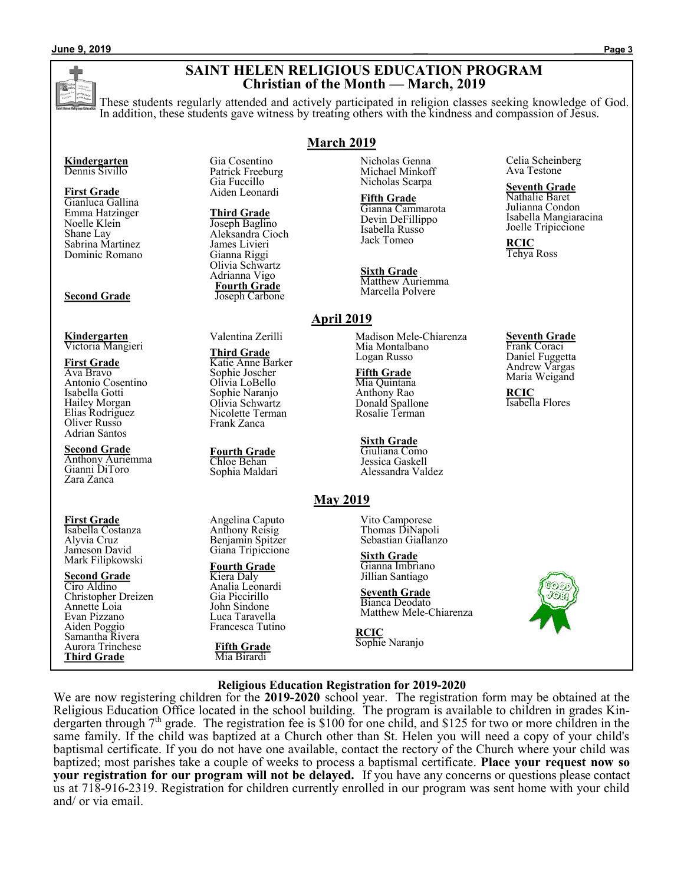## SAINT HELEN RELIGIOUS EDUCATION PROGRAM
### Christian of the Month — March, 2019

These students regularly attended and actively participated in religion classes seeking knowledge of God. In addition, these students gave witness by treating others with the kindness and compassion of Jesus.

### March 2019

**Kindergarten**
Dennis Sivillo

**First Grade**
Gianluca Gallina
Emma Hatzinger
Noelle Klein
Shane Lay
Sabrina Martinez
Dominic Romano

**Second Grade**
Gia Cosentino
Patrick Freeburg
Gia Fuccillo
Aiden Leonardi

**Third Grade**
Joseph Baglino
Aleksandra Cioch
James Livieri
Gianna Riggi
Olivia Schwartz
Adrianna Vigo

**Fourth Grade**
Joseph Carbone
Nicholas Genna
Michael Minkoff
Nicholas Scarpa

**Fifth Grade**
Gianna Cammarota
Devin DeFillippo
Isabella Russo
Jack Tomeo

**Sixth Grade**
Matthew Auriemma
Marcella Polvere
Celia Scheinberg
Ava Testone

**Seventh Grade**
Nathalie Baret
Julianna Condon
Isabella Mangiaracina
Joelle Tripiccione

**RCIC**
Tehya Ross

### April 2019

**Kindergarten**
Victoria Mangieri

**First Grade**
Ava Bravo
Antonio Cosentino
Isabella Gotti
Hailey Morgan
Elias Rodriguez
Oliver Russo
Adrian Santos

**Second Grade**
Anthony Auriemma
Gianni DiToro
Zara Zanca
Valentina Zerilli

**Third Grade**
Katie Anne Barker
Sophie Joscher
Olivia LoBello
Sophie Naranjo
Olivia Schwartz
Nicolette Terman
Frank Zanca

**Fourth Grade**
Chloe Behan
Sophia Maldari
Madison Mele-Chiarenza
Mia Montalbano
Logan Russo

**Fifth Grade**
Mia Quintana
Anthony Rao
Donald Spallone
Rosalie Terman

**Sixth Grade**
Giuliana Como
Jessica Gaskell
Alessandra Valdez

**Seventh Grade**
Frank Coraci
Daniel Fuggetta
Andrew Vargas
Maria Weigand

**RCIC**
Isabella Flores

### May 2019

**First Grade**
Isabella Costanza
Alyvia Cruz
Jameson David
Mark Filipkowski

**Second Grade**
Ciro Aldino
Christopher Dreizen
Annette Loia
Evan Pizzano
Aiden Poggio
Samantha Rivera
Aurora Trinchese

**Third Grade**
Angelina Caputo
Anthony Reisig
Benjamin Spitzer
Giana Tripiccione

**Fourth Grade**
Kiera Daly
Analia Leonardi
Gia Piccirillo
John Sindone
Luca Taravella
Francesca Tutino

**Fifth Grade**
Mia Birardi
Vito Camporese
Thomas DiNapoli
Sebastian Giallanzo

**Sixth Grade**
Gianna Imbriano
Jillian Santiago

**Seventh Grade**
Bianca Deodato
Matthew Mele-Chiarenza

**RCIC**
Sophie Naranjo

### Religious Education Registration for 2019-2020

We are now registering children for the **2019-2020** school year. The registration form may be obtained at the Religious Education Office located in the school building. The program is available to children in grades Kindergarten through 7th grade. The registration fee is $100 for one child, and $125 for two or more children in the same family. If the child was baptized at a Church other than St. Helen you will need a copy of your child's baptismal certificate. If you do not have one available, contact the rectory of the Church where your child was baptized; most parishes take a couple of weeks to process a baptismal certificate. **Place your request now so your registration for our program will not be delayed.** If you have any concerns or questions please contact us at 718-916-2319. Registration for children currently enrolled in our program was sent home with your child and/ or via email.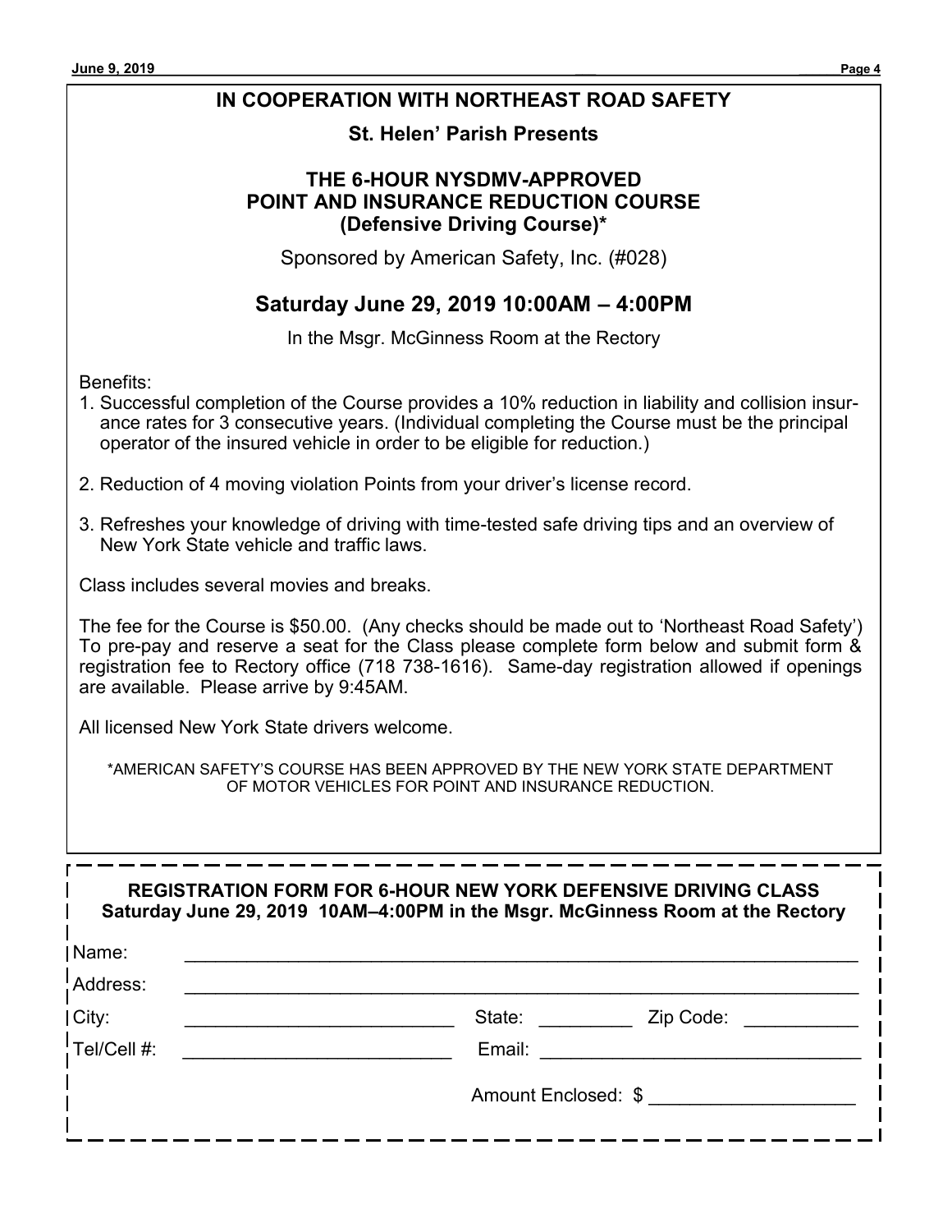**IN COOPERATION WITH NORTHEAST ROAD SAFETY**

**St. Helen' Parish Presents**

## THE 6-HOUR NYSDMV-APPROVED POINT AND INSURANCE REDUCTION COURSE (Defensive Driving Course)*

Sponsored by American Safety, Inc. (#028)

## Saturday June 29, 2019 10:00AM – 4:00PM

In the Msgr. McGinness Room at the Rectory

Benefits:

1. Successful completion of the Course provides a 10% reduction in liability and collision insurance rates for 3 consecutive years. (Individual completing the Course must be the principal operator of the insured vehicle in order to be eligible for reduction.)
2. Reduction of 4 moving violation Points from your driver's license record.
3. Refreshes your knowledge of driving with time-tested safe driving tips and an overview of New York State vehicle and traffic laws.

Class includes several movies and breaks.

The fee for the Course is $50.00. (Any checks should be made out to 'Northeast Road Safety') To pre-pay and reserve a seat for the Class please complete form below and submit form & registration fee to Rectory office (718 738-1616). Same-day registration allowed if openings are available. Please arrive by 9:45AM.

All licensed New York State drivers welcome.

*AMERICAN SAFETY'S COURSE HAS BEEN APPROVED BY THE NEW YORK STATE DEPARTMENT OF MOTOR VEHICLES FOR POINT AND INSURANCE REDUCTION.

---

**REGISTRATION FORM FOR 6-HOUR NEW YORK DEFENSIVE DRIVING CLASS**
**Saturday June 29, 2019 10AM–4:00PM in the Msgr. McGinness Room at the Rectory**

Name: ______________________________

Address: ______________________________

City: ______________ State: ________ Zip Code: __________

Tel/Cell #: ______________ Email: ______________________

Amount Enclosed: $ ________________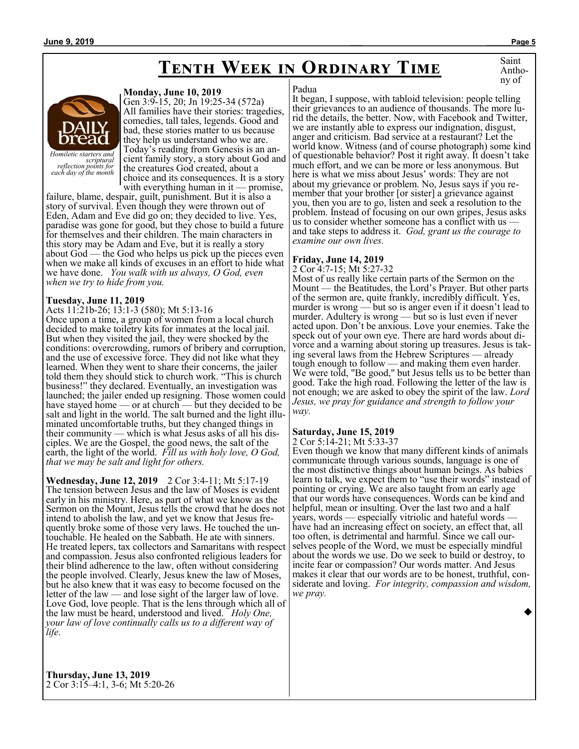# Tenth Week in Ordinary Time

DAILY bread

*Homiletic starters and scriptural reflection points for each day of the month*

**Monday, June 10, 2019**
Gen 3:9-15, 20; Jn 19:25-34 (572a)
All families have their stories: tragedies, comedies, tall tales, legends. Good and bad, these stories matter to us because they help us understand who we are. Today's reading from Genesis is an ancient family story, a story about God and the creatures God created, about a choice and its consequences. It is a story with everything human in it — promise, failure, blame, despair, guilt, punishment. But it is also a story of survival. Even though they were thrown out of Eden, Adam and Eve did go on; they decided to live. Yes, paradise was gone for good, but they chose to build a future for themselves and their children. The main characters in this story may be Adam and Eve, but it is really a story about God — the God who helps us pick up the pieces even when we make all kinds of excuses in an effort to hide what we have done. *You walk with us always, O God, even when we try to hide from you.*

**Tuesday, June 11, 2019**
Acts 11:21b-26; 13:1-3 (580); Mt 5:13-16
Once upon a time, a group of women from a local church decided to make toiletry kits for inmates at the local jail. But when they visited the jail, they were shocked by the conditions: overcrowding, rumors of bribery and corruption, and the use of excessive force. They did not like what they learned. When they went to share their concerns, the jailer told them they should stick to church work. "This is church business!" they declared. Eventually, an investigation was launched; the jailer ended up resigning. Those women could have stayed home — or at church — but they decided to be salt and light in the world. The salt burned and the light illuminated uncomfortable truths, but they changed things in their community — which is what Jesus asks of all his disciples. We are the Gospel, the good news, the salt of the earth, the light of the world. *Fill us with holy love, O God, that we may be salt and light for others.*

**Wednesday, June 12, 2019** 2 Cor 3:4-11; Mt 5:17-19
The tension between Jesus and the law of Moses is evident early in his ministry. Here, as part of what we know as the Sermon on the Mount, Jesus tells the crowd that he does not intend to abolish the law, and yet we know that Jesus frequently broke some of those very laws. He touched the untouchable. He healed on the Sabbath. He ate with sinners. He treated lepers, tax collectors and Samaritans with respect and compassion. Jesus also confronted religious leaders for their blind adherence to the law, often without considering the people involved. Clearly, Jesus knew the law of Moses, but he also knew that it was easy to become focused on the letter of the law — and lose sight of the larger law of love. Love God, love people. That is the lens through which all of the law must be heard, understood and lived. *Holy One, your law of love continually calls us to a different way of life.*

**Thursday, June 13, 2019**
2 Cor 3:15–4:1, 3-6; Mt 5:20-26
Saint Anthony of Padua
It began, I suppose, with tabloid television: people telling their grievances to an audience of thousands. The more lurid the details, the better. Now, with Facebook and Twitter, we are instantly able to express our indignation, disgust, anger and criticism. Bad service at a restaurant? Let the world know. Witness (and of course photograph) some kind of questionable behavior? Post it right away. It doesn't take much effort, and we can be more or less anonymous. But here is what we miss about Jesus' words: They are not about my grievance or problem. No, Jesus says if you remember that your brother [or sister] a grievance against you, then you are to go, listen and seek a resolution to the problem. Instead of focusing on our own gripes, Jesus asks us to consider whether someone has a conflict with us — and take steps to address it. *God, grant us the courage to examine our own lives.*

**Friday, June 14, 2019**
2 Cor 4:7-15; Mt 5:27-32
Most of us really like certain parts of the Sermon on the Mount — the Beatitudes, the Lord's Prayer. But other parts of the sermon are, quite frankly, incredibly difficult. Yes, murder is wrong — but so is anger even if it doesn't lead to murder. Adultery is wrong — but so is lust even if never acted upon. Don't be anxious. Love your enemies. Take the speck out of your own eye. There are hard words about divorce and a warning about storing up treasures. Jesus is taking several laws from the Hebrew Scriptures — already tough enough to follow — and making them even harder. We were told, "Be good," but Jesus tells us to be better than good. Take the high road. Following the letter of the law is not enough; we are asked to obey the spirit of the law. *Lord Jesus, we pray for guidance and strength to follow your way.*

**Saturday, June 15, 2019**
2 Cor 5:14-21; Mt 5:33-37
Even though we know that many different kinds of animals communicate through various sounds, language is one of the most distinctive things about human beings. As babies learn to talk, we expect them to "use their words" instead of pointing or crying. We are also taught from an early age that our words have consequences. Words can be kind and helpful, mean or insulting. Over the last two and a half years, words — especially vitriolic and hateful words — have had an increasing effect on society, an effect that, all too often, is detrimental and harmful. Since we call ourselves people of the Word, we must be especially mindful about the words we use. Do we seek to build or destroy, to incite fear or compassion? Our words matter. And Jesus makes it clear that our words are to be honest, truthful, considerate and loving. *For integrity, compassion and wisdom, we pray.*

◆